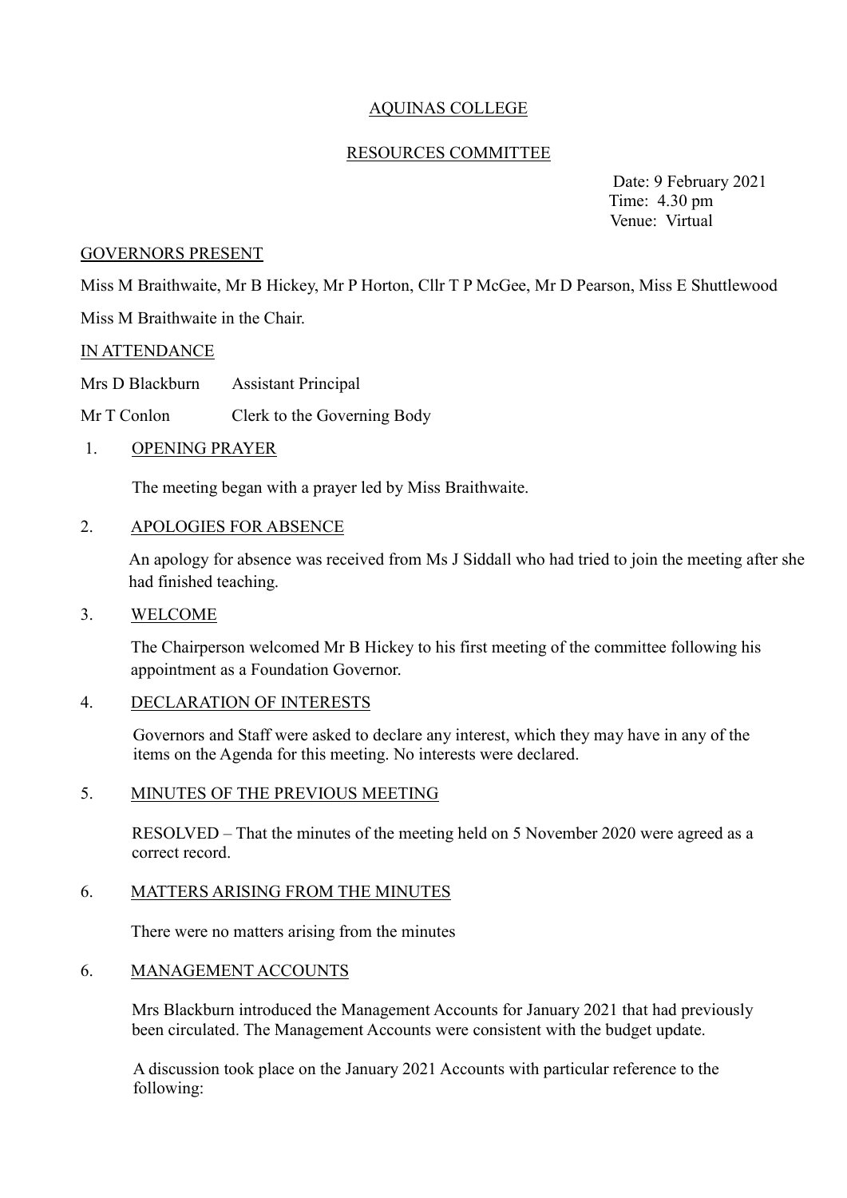# AQUINAS COLLEGE

## RESOURCES COMMITTEE

Date: 9 February 2021
Time: 4.30 pm
Venue: Virtual

GOVERNORS PRESENT

Miss M Braithwaite, Mr B Hickey, Mr P Horton, Cllr T P McGee, Mr D Pearson, Miss E Shuttlewood

Miss M Braithwaite in the Chair.

IN ATTENDANCE

Mrs D Blackburn Assistant Principal

Mr T Conlon Clerk to the Governing Body

1. OPENING PRAYER

   The meeting began with a prayer led by Miss Braithwaite.

2. APOLOGIES FOR ABSENCE

   An apology for absence was received from Ms J Siddall who had tried to join the meeting after she had finished teaching.

3. WELCOME

   The Chairperson welcomed Mr B Hickey to his first meeting of the committee following his appointment as a Foundation Governor.

4. DECLARATION OF INTERESTS

   Governors and Staff were asked to declare any interest, which they may have in any of the items on the Agenda for this meeting. No interests were declared.

5. MINUTES OF THE PREVIOUS MEETING

   RESOLVED – That the minutes of the meeting held on 5 November 2020 were agreed as a correct record.

6. MATTERS ARISING FROM THE MINUTES

   There were no matters arising from the minutes

6. MANAGEMENT ACCOUNTS

   Mrs Blackburn introduced the Management Accounts for January 2021 that had previously been circulated. The Management Accounts were consistent with the budget update.

   A discussion took place on the January 2021 Accounts with particular reference to the following: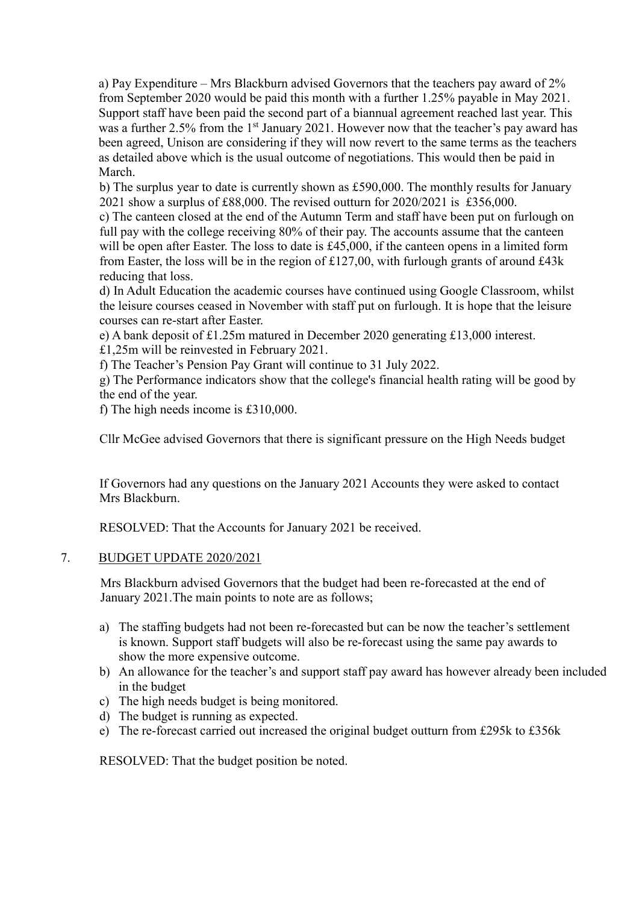a) Pay Expenditure – Mrs Blackburn advised Governors that the teachers pay award of 2% from September 2020 would be paid this month with a further 1.25% payable in May 2021. Support staff have been paid the second part of a biannual agreement reached last year. This was a further 2.5% from the 1st January 2021. However now that the teacher's pay award has been agreed, Unison are considering if they will now revert to the same terms as the teachers as detailed above which is the usual outcome of negotiations. This would then be paid in March.

b) The surplus year to date is currently shown as £590,000. The monthly results for January 2021 show a surplus of £88,000. The revised outturn for 2020/2021 is £356,000.

c) The canteen closed at the end of the Autumn Term and staff have been put on furlough on full pay with the college receiving 80% of their pay. The accounts assume that the canteen will be open after Easter. The loss to date is £45,000, if the canteen opens in a limited form from Easter, the loss will be in the region of £127,00, with furlough grants of around £43k reducing that loss.

d) In Adult Education the academic courses have continued using Google Classroom, whilst the leisure courses ceased in November with staff put on furlough. It is hope that the leisure courses can re-start after Easter.

e) A bank deposit of £1.25m matured in December 2020 generating £13,000 interest. £1,25m will be reinvested in February 2021.

f) The Teacher's Pension Pay Grant will continue to 31 July 2022.

g) The Performance indicators show that the college's financial health rating will be good by the end of the year.

f) The high needs income is £310,000.

Cllr McGee advised Governors that there is significant pressure on the High Needs budget

If Governors had any questions on the January 2021 Accounts they were asked to contact Mrs Blackburn.

RESOLVED: That the Accounts for January 2021 be received.

7. BUDGET UPDATE 2020/2021

Mrs Blackburn advised Governors that the budget had been re-forecasted at the end of January 2021.The main points to note are as follows;

a) The staffing budgets had not been re-forecasted but can be now the teacher's settlement is known. Support staff budgets will also be re-forecast using the same pay awards to show the more expensive outcome.
b) An allowance for the teacher's and support staff pay award has however already been included in the budget
c) The high needs budget is being monitored.
d) The budget is running as expected.
e) The re-forecast carried out increased the original budget outturn from £295k to £356k

RESOLVED: That the budget position be noted.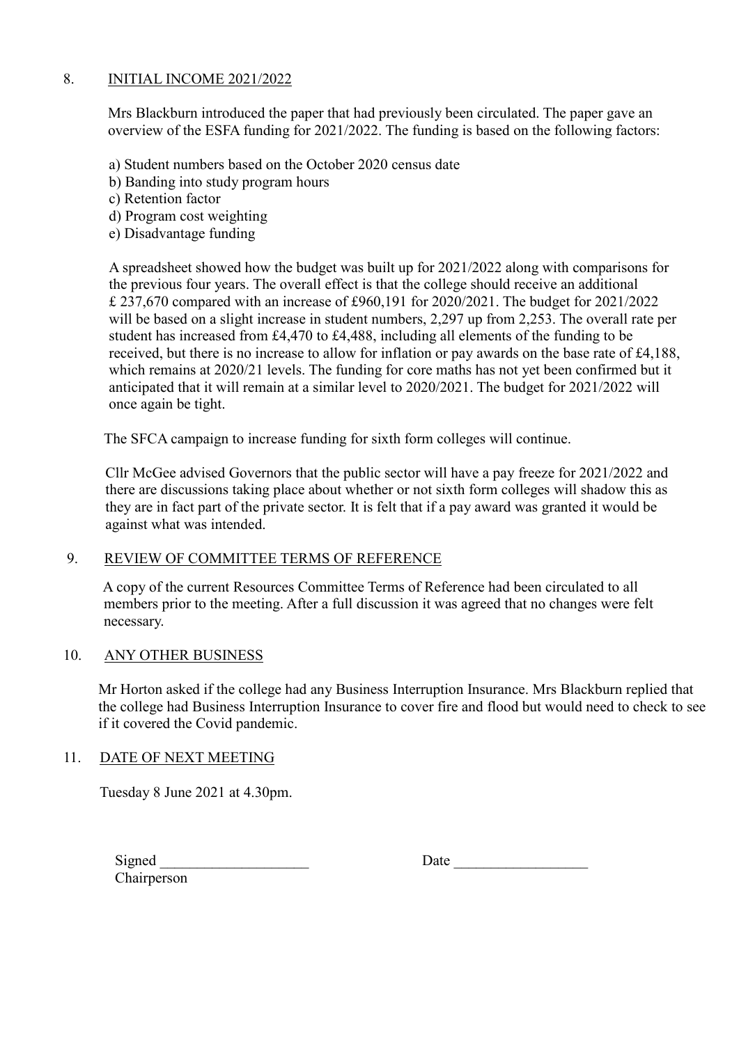## 8. INITIAL INCOME 2021/2022

Mrs Blackburn introduced the paper that had previously been circulated. The paper gave an overview of the ESFA funding for 2021/2022. The funding is based on the following factors:

a) Student numbers based on the October 2020 census date
b) Banding into study program hours
c) Retention factor
d) Program cost weighting
e) Disadvantage funding

A spreadsheet showed how the budget was built up for 2021/2022 along with comparisons for the previous four years. The overall effect is that the college should receive an additional £ 237,670 compared with an increase of £960,191 for 2020/2021. The budget for 2021/2022 will be based on a slight increase in student numbers, 2,297 up from 2,253. The overall rate per student has increased from £4,470 to £4,488, including all elements of the funding to be received, but there is no increase to allow for inflation or pay awards on the base rate of £4,188, which remains at 2020/21 levels. The funding for core maths has not yet been confirmed but it anticipated that it will remain at a similar level to 2020/2021. The budget for 2021/2022 will once again be tight.

The SFCA campaign to increase funding for sixth form colleges will continue.

Cllr McGee advised Governors that the public sector will have a pay freeze for 2021/2022 and there are discussions taking place about whether or not sixth form colleges will shadow this as they are in fact part of the private sector. It is felt that if a pay award was granted it would be against what was intended.

## 9. REVIEW OF COMMITTEE TERMS OF REFERENCE

A copy of the current Resources Committee Terms of Reference had been circulated to all members prior to the meeting. After a full discussion it was agreed that no changes were felt necessary.

## 10. ANY OTHER BUSINESS

Mr Horton asked if the college had any Business Interruption Insurance. Mrs Blackburn replied that the college had Business Interruption Insurance to cover fire and flood but would need to check to see if it covered the Covid pandemic.

## 11. DATE OF NEXT MEETING

Tuesday 8 June 2021 at 4.30pm.

Signed ____________________ Date __________________
Chairperson